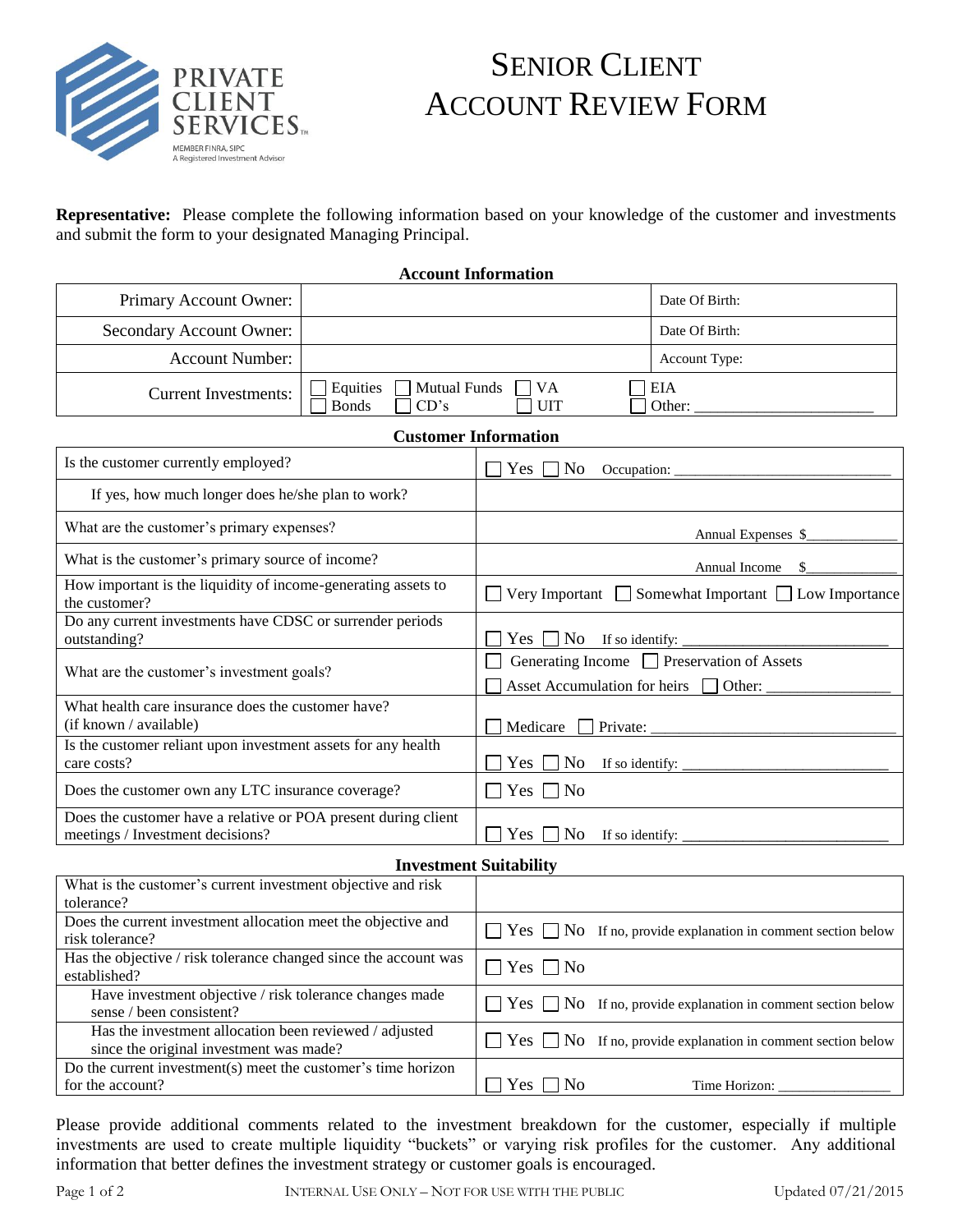PRIVATE CLIENT SERVICES™
MEMBER FINRA, SIPC
A Registered Investment Advisor

# SENIOR CLIENT ACCOUNT REVIEW FORM

**Representative:** Please complete the following information based on your knowledge of the customer and investments and submit the form to your designated Managing Principal.

### Account Information

| | | |
|---|---|---|
| Primary Account Owner: | | Date Of Birth: |
| Secondary Account Owner: | | Date Of Birth: |
| Account Number: | | Account Type: |
| Current Investments: | ☐ Equities ☐ Mutual Funds ☐ VA ☐ Bonds ☐ CD's ☐ UIT | ☐ EIA ☐ Other: ______________________ |

### Customer Information

| | |
|---|---|
| Is the customer currently employed? | ☐ Yes ☐ No Occupation: ____________________________ |
| If yes, how much longer does he/she plan to work? | |
| What are the customer's primary expenses? | Annual Expenses $____________ |
| What is the customer's primary source of income? | Annual Income $____________ |
| How important is the liquidity of income-generating assets to the customer? | ☐ Very Important ☐ Somewhat Important ☐ Low Importance |
| Do any current investments have CDSC or surrender periods outstanding? | ☐ Yes ☐ No If so identify: __________________________ |
| What are the customer's investment goals? | ☐ Generating Income ☐ Preservation of Assets ☐ Asset Accumulation for heirs ☐ Other: _______________ |
| What health care insurance does the customer have? (if known / available) | ☐ Medicare ☐ Private: ______________________________ |
| Is the customer reliant upon investment assets for any health care costs? | ☐ Yes ☐ No If so identify: __________________________ |
| Does the customer own any LTC insurance coverage? | ☐ Yes ☐ No |
| Does the customer have a relative or POA present during client meetings / Investment decisions? | ☐ Yes ☐ No If so identify: __________________________ |

### Investment Suitability

| | |
|---|---|
| What is the customer's current investment objective and risk tolerance? | |
| Does the current investment allocation meet the objective and risk tolerance? | ☐ Yes ☐ No If no, provide explanation in comment section below |
| Has the objective / risk tolerance changed since the account was established? | ☐ Yes ☐ No |
| Have investment objective / risk tolerance changes made sense / been consistent? | ☐ Yes ☐ No If no, provide explanation in comment section below |
| Has the investment allocation been reviewed / adjusted since the original investment was made? | ☐ Yes ☐ No If no, provide explanation in comment section below |
| Do the current investment(s) meet the customer's time horizon for the account? | ☐ Yes ☐ No Time Horizon: _______________ |

Please provide additional comments related to the investment breakdown for the customer, especially if multiple investments are used to create multiple liquidity "buckets" or varying risk profiles for the customer. Any additional information that better defines the investment strategy or customer goals is encouraged.

INTERNAL USE ONLY – NOT FOR USE WITH THE PUBLIC

Updated 07/21/2015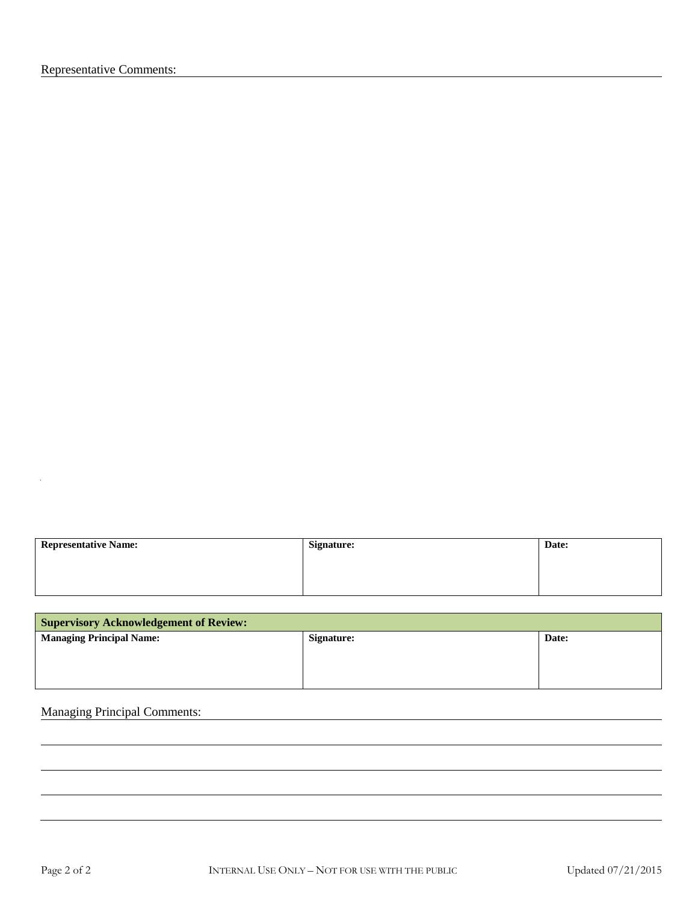Representative Comments:

| Representative Name: | Signature: | Date: |
|---|---|---|
| | | |

| **Supervisory Acknowledgement of Review:** | | |
|---|---|---|
| **Managing Principal Name:** | **Signature:** | **Date:** |
| | | |

Managing Principal Comments:

INTERNAL USE ONLY – NOT FOR USE WITH THE PUBLIC

Updated 07/21/2015